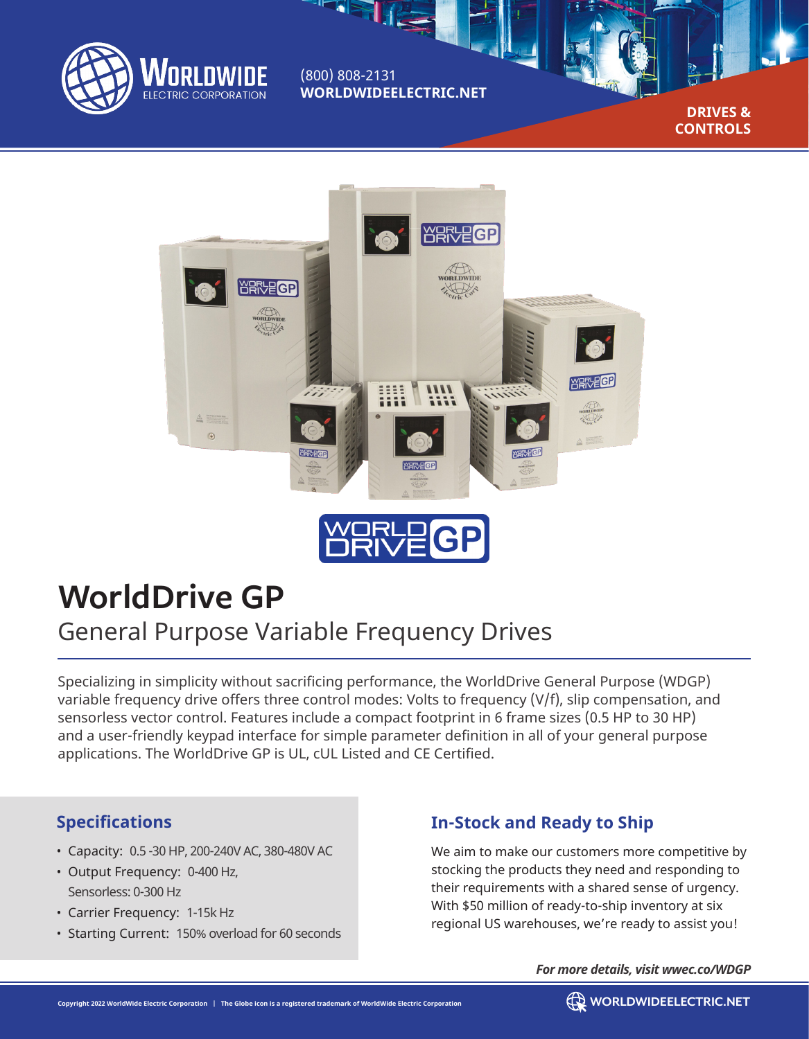WORLDWIDE ELECTRIC CORPORATION

(800) 808-2131
**WORLDWIDEELECTRIC.NET**

**DRIVES & CONTROLS**

# WorldDrive GP

## General Purpose Variable Frequency Drives

Specializing in simplicity without sacrificing performance, the WorldDrive General Purpose (WDGP) variable frequency drive offers three control modes: Volts to frequency (V/f), slip compensation, and sensorless vector control. Features include a compact footprint in 6 frame sizes (0.5 HP to 30 HP) and a user-friendly keypad interface for simple parameter definition in all of your general purpose applications. The WorldDrive GP is UL, cUL Listed and CE Certified.

### Specifications

- Capacity: 0.5 -30 HP, 200-240V AC, 380-480V AC
- Output Frequency: 0-400 Hz, Sensorless: 0-300 Hz
- Carrier Frequency: 1-15k Hz
- Starting Current: 150% overload for 60 seconds

### In-Stock and Ready to Ship

We aim to make our customers more competitive by stocking the products they need and responding to their requirements with a shared sense of urgency. With $50 million of ready-to-ship inventory at six regional US warehouses, we're ready to assist you!

***For more details, visit wwec.co/WDGP***

Copyright 2022 WorldWide Electric Corporation | The Globe icon is a registered trademark of WorldWide Electric Corporation

WORLDWIDEELECTRIC.NET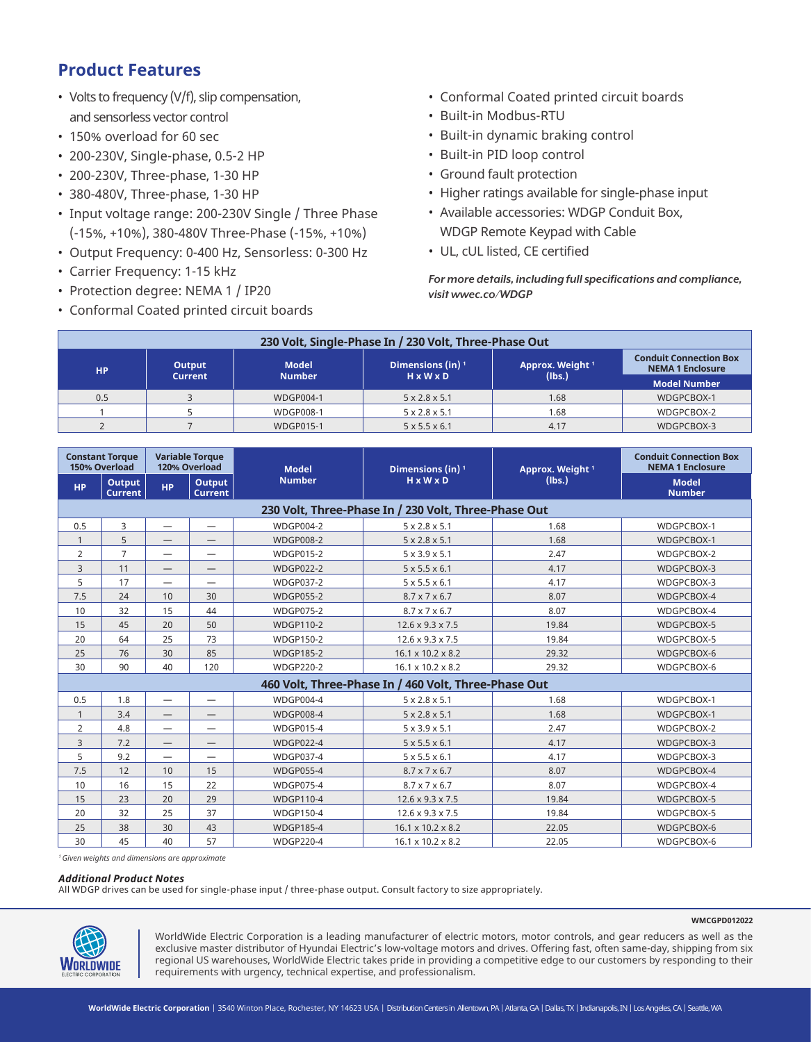## Product Features

- Volts to frequency (V/f), slip compensation, and sensorless vector control
- 150% overload for 60 sec
- 200-230V, Single-phase, 0.5-2 HP
- 200-230V, Three-phase, 1-30 HP
- 380-480V, Three-phase, 1-30 HP
- Input voltage range: 200-230V Single / Three Phase (-15%, +10%), 380-480V Three-Phase (-15%, +10%)
- Output Frequency: 0-400 Hz, Sensorless: 0-300 Hz
- Carrier Frequency: 1-15 kHz
- Protection degree: NEMA 1 / IP20
- Conformal Coated printed circuit boards
- Conformal Coated printed circuit boards
- Built-in Modbus-RTU
- Built-in dynamic braking control
- Built-in PID loop control
- Ground fault protection
- Higher ratings available for single-phase input
- Available accessories: WDGP Conduit Box, WDGP Remote Keypad with Cable
- UL, cUL listed, CE certified

***For more details, including full specifications and compliance, visit wwec.co/WDGP***

| 230 Volt, Single-Phase In / 230 Volt, Three-Phase Out | | | | | |
|---|---|---|---|---|---|
| HP | Output Current | Model Number | Dimensions (in) [1] H x W x D | Approx. Weight [1] (lbs.) | Conduit Connection Box NEMA 1 Enclosure Model Number |
| 0.5 | 3 | WDGP004-1 | 5 x 2.8 x 5.1 | 1.68 | WDGPCBOX-1 |
| 1 | 5 | WDGP008-1 | 5 x 2.8 x 5.1 | 1.68 | WDGPCBOX-2 |
| 2 | 7 | WDGP015-1 | 5 x 5.5 x 6.1 | 4.17 | WDGPCBOX-3 |

| Constant Torque 150% Overload | | Variable Torque 120% Overload | | Model Number | Dimensions (in) [1] H x W x D | Approx. Weight [1] (lbs.) | Conduit Connection Box NEMA 1 Enclosure |
|---|---|---|---|---|---|---|---|
| HP | Output Current | HP | Output Current | | | | Model Number |
| **230 Volt, Three-Phase In / 230 Volt, Three-Phase Out** | | | | | | | |
| 0.5 | 3 | — | — | WDGP004-2 | 5 x 2.8 x 5.1 | 1.68 | WDGPCBOX-1 |
| 1 | 5 | — | — | WDGP008-2 | 5 x 2.8 x 5.1 | 1.68 | WDGPCBOX-1 |
| 2 | 7 | — | — | WDGP015-2 | 5 x 3.9 x 5.1 | 2.47 | WDGPCBOX-2 |
| 3 | 11 | — | — | WDGP022-2 | 5 x 5.5 x 6.1 | 4.17 | WDGPCBOX-3 |
| 5 | 17 | — | — | WDGP037-2 | 5 x 5.5 x 6.1 | 4.17 | WDGPCBOX-3 |
| 7.5 | 24 | 10 | 30 | WDGP055-2 | 8.7 x 7 x 6.7 | 8.07 | WDGPCBOX-4 |
| 10 | 32 | 15 | 44 | WDGP075-2 | 8.7 x 7 x 6.7 | 8.07 | WDGPCBOX-4 |
| 15 | 45 | 20 | 50 | WDGP110-2 | 12.6 x 9.3 x 7.5 | 19.84 | WDGPCBOX-5 |
| 20 | 64 | 25 | 73 | WDGP150-2 | 12.6 x 9.3 x 7.5 | 19.84 | WDGPCBOX-5 |
| 25 | 76 | 30 | 85 | WDGP185-2 | 16.1 x 10.2 x 8.2 | 29.32 | WDGPCBOX-6 |
| 30 | 90 | 40 | 120 | WDGP220-2 | 16.1 x 10.2 x 8.2 | 29.32 | WDGPCBOX-6 |
| **460 Volt, Three-Phase In / 460 Volt, Three-Phase Out** | | | | | | | |
| 0.5 | 1.8 | — | — | WDGP004-4 | 5 x 2.8 x 5.1 | 1.68 | WDGPCBOX-1 |
| 1 | 3.4 | — | — | WDGP008-4 | 5 x 2.8 x 5.1 | 1.68 | WDGPCBOX-1 |
| 2 | 4.8 | — | — | WDGP015-4 | 5 x 3.9 x 5.1 | 2.47 | WDGPCBOX-2 |
| 3 | 7.2 | — | — | WDGP022-4 | 5 x 5.5 x 6.1 | 4.17 | WDGPCBOX-3 |
| 5 | 9.2 | — | — | WDGP037-4 | 5 x 5.5 x 6.1 | 4.17 | WDGPCBOX-3 |
| 7.5 | 12 | 10 | 15 | WDGP055-4 | 8.7 x 7 x 6.7 | 8.07 | WDGPCBOX-4 |
| 10 | 16 | 15 | 22 | WDGP075-4 | 8.7 x 7 x 6.7 | 8.07 | WDGPCBOX-4 |
| 15 | 23 | 20 | 29 | WDGP110-4 | 12.6 x 9.3 x 7.5 | 19.84 | WDGPCBOX-5 |
| 20 | 32 | 25 | 37 | WDGP150-4 | 12.6 x 9.3 x 7.5 | 19.84 | WDGPCBOX-5 |
| 25 | 38 | 30 | 43 | WDGP185-4 | 16.1 x 10.2 x 8.2 | 22.05 | WDGPCBOX-6 |
| 30 | 45 | 40 | 57 | WDGP220-4 | 16.1 x 10.2 x 8.2 | 22.05 | WDGPCBOX-6 |

*[1] Given weights and dimensions are approximate*

***Additional Product Notes***

All WDGP drives can be used for single-phase input / three-phase output. Consult factory to size appropriately.

WMCGPD012022

WorldWide Electric Corporation is a leading manufacturer of electric motors, motor controls, and gear reducers as well as the exclusive master distributor of Hyundai Electric's low-voltage motors and drives. Offering fast, often same-day, shipping from six regional US warehouses, WorldWide Electric takes pride in providing a competitive edge to our customers by responding to their requirements with urgency, technical expertise, and professionalism.

**WorldWide Electric Corporation** | 3540 Winton Place, Rochester, NY 14623 USA | Distribution Centers in Allentown, PA | Atlanta, GA | Dallas, TX | Indianapolis, IN | Los Angeles, CA | Seattle, WA